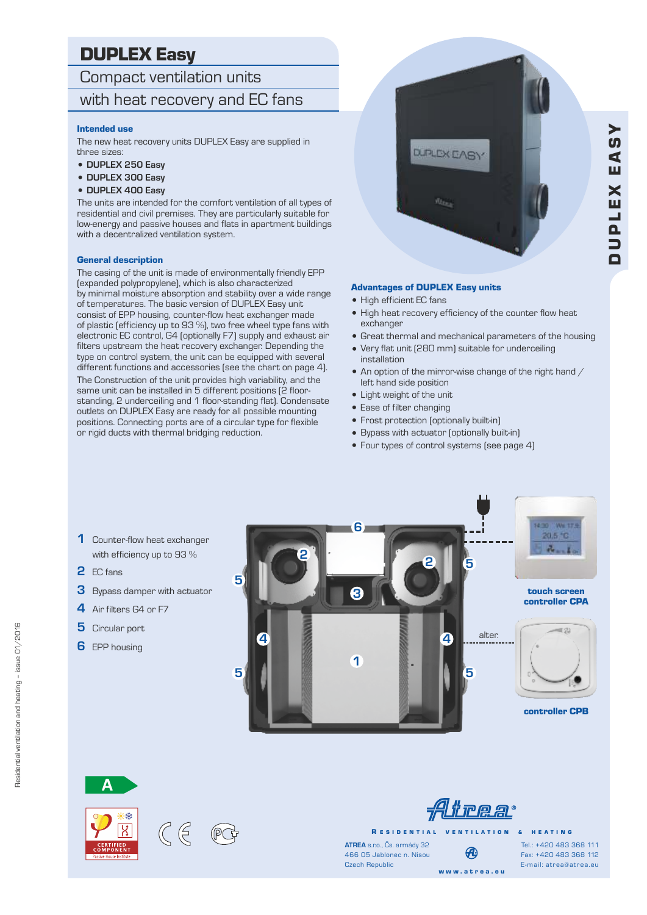# DUPLEX Easy

## Compact ventilation units with heat recovery and EC fans

### Intended use

The new heat recovery units DUPLEX Easy are supplied in three sizes:

- **DUPLEX 250 Easy**
- **DUPLEX 300 Easy**
- **DUPLEX 400 Easy**

The units are intended for the comfort ventilation of all types of residential and civil premises. They are particularly suitable for low-energy and passive houses and flats in apartment buildings with a decentralized ventilation system.

### General description

The casing of the unit is made of environmentally friendly EPP (expanded polypropylene), which is also characterized by minimal moisture absorption and stability over a wide range of temperatures. The basic version of DUPLEX Easy unit consist of EPP housing, counter-flow heat exchanger made of plastic (efficiency up to 93 %), two free wheel type fans with electronic EC control, G4 (optionally F7) supply and exhaust air filters upstream the heat recovery exchanger. Depending the type on control system, the unit can be equipped with several different functions and accessories (see the chart on page 4).

The Construction of the unit provides high variability, and the same unit can be installed in 5 different positions (2 floor-standing, 2 underceiling and 1 floor-standing flat). Condensate outlets on DUPLEX Easy are ready for all possible mounting positions. Connecting ports are of a circular type for flexible or rigid ducts with thermal bridging reduction.

### Advantages of DUPLEX Easy units

- High efficient EC fans
- High heat recovery efficiency of the counter flow heat exchanger
- Great thermal and mechanical parameters of the housing
- Very flat unit (280 mm) suitable for underceiling installation
- An option of the mirror-wise change of the right hand / left hand side position
- Light weight of the unit
- Ease of filter changing
- Frost protection (optionally built-in)
- Bypass with actuator (optionally built-in)
- Four types of control systems (see page 4)

1. Counter-flow heat exchanger with efficiency up to 93 %
2. EC fans
3. Bypass damper with actuator
4. Air filters G4 or F7
5. Circular port
6. EPP housing

touch screen controller CPA

alter.

controller CPB

**ATREA** s.r.o., Čs. armády 32
466 05 Jablonec n. Nisou
Czech Republic

Tel.: +420 483 368 111
Fax: +420 483 368 112
E-mail: atrea@atrea.eu

www.atrea.eu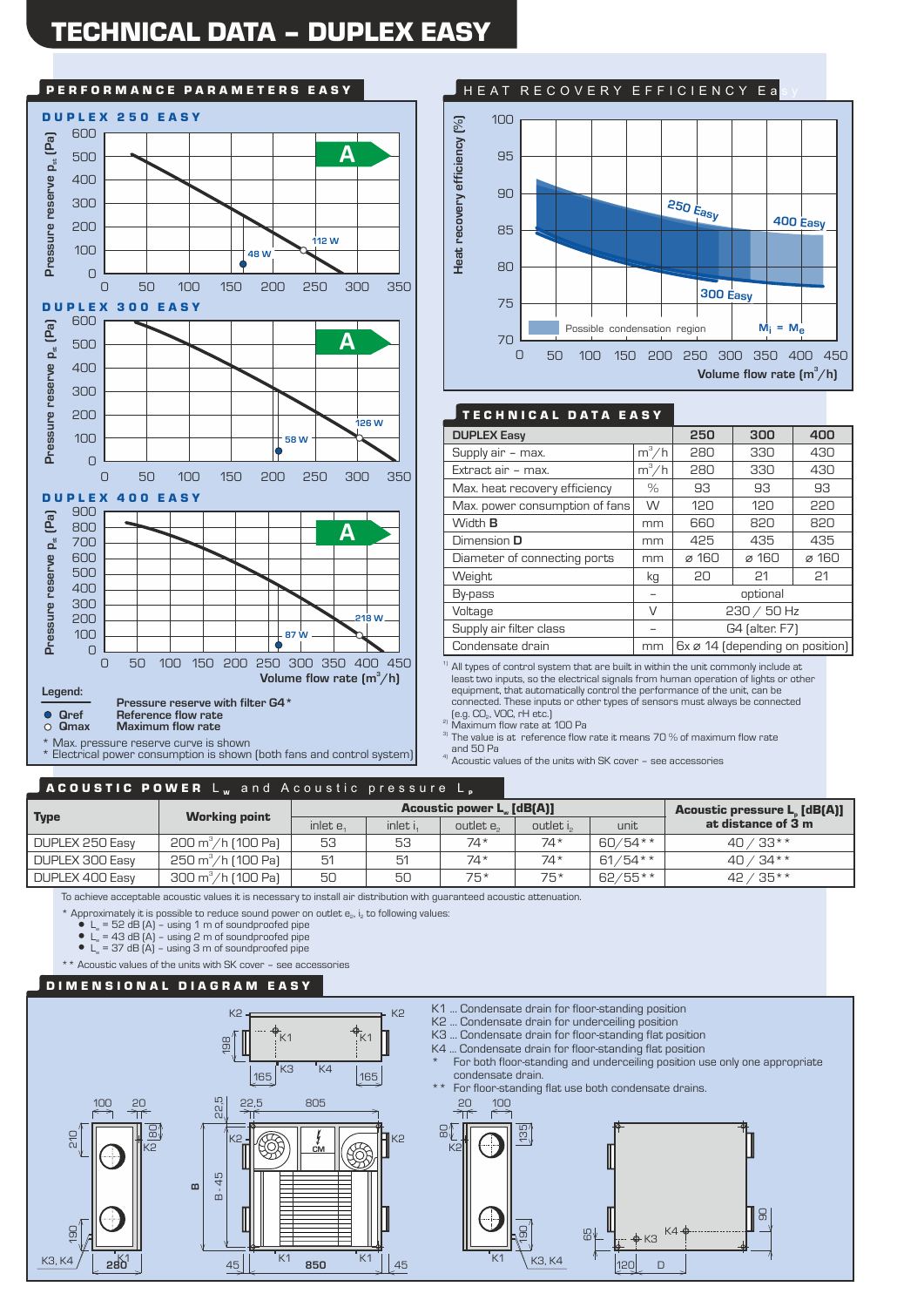# TECHNICAL DATA – DUPLEX EASY

## PERFORMANCE PARAMETERS EASY

### DUPLEX 250 EASY

Pressure reserve $p_{st}$ (Pa)

A

48 W
112 W

### DUPLEX 300 EASY

Pressure reserve $p_{st}$ (Pa)

A

58 W
126 W

### DUPLEX 400 EASY

Pressure reserve $p_{st}$ (Pa)

A

87 W
218 W

Volume flow rate ($m^3$/h)

**Legend:**

Pressure reserve with filter G4 *

- ● Qref — Reference flow rate
- ○ Qmax — Maximum flow rate

\* Max. pressure reserve curve is shown
\* Electrical power consumption is shown (both fans and control system)

## HEAT RECOVERY EFFICIENCY Easy

Heat recovery efficiency [%]

250 Easy
400 Easy
300 Easy

Possible condensation region
$M_i = M_e$

Volume flow rate ($m^3$/h)

## TECHNICAL DATA EASY

| DUPLEX Easy | | 250 | 300 | 400 |
|---|---|---|---|---|
| Supply air – max. | $m^3$/h | 280 | 330 | 430 |
| Extract air – max. | $m^3$/h | 280 | 330 | 430 |
| Max. heat recovery efficiency | % | 93 | 93 | 93 |
| Max. power consumption of fans | W | 120 | 120 | 220 |
| Width **B** | mm | 660 | 820 | 820 |
| Dimension **D** | mm | 425 | 435 | 435 |
| Diameter of connecting ports | mm | ⌀ 160 | ⌀ 160 | ⌀ 160 |
| Weight | kg | 20 | 21 | 21 |
| By-pass | – | optional | | |
| Voltage | V | 230 / 50 Hz | | |
| Supply air filter class | – | G4 (alter. F7) | | |
| Condensate drain | mm | 6x ⌀ 14 (depending on position) | | |

[1] All types of control system that are built in within the unit commonly include at least two inputs, so the electrical signals from human operation of lights or other equipment, that automatically control the performance of the unit, can be connected. These inputs or other types of sensors must always be connected (e.g. $CO_2$, VOC, rH etc.)
[2] Maximum flow rate at 100 Pa
[3] The value is at reference flow rate it means 70 % of maximum flow rate and 50 Pa
[4] Acoustic values of the units with SK cover – see accessories

## ACOUSTIC POWER $L_w$ and Acoustic pressure $L_p$

| Type | Working point | Acoustic power $L_w$ [dB(A)] | | | | | Acoustic pressure $L_p$ [dB(A)] at distance of 3 m |
|---|---|---|---|---|---|---|---|
| | | inlet $e_1$ | inlet $i_1$ | outlet $e_2$ | outlet $i_2$ | unit | |
| DUPLEX 250 Easy | 200 $m^3$/h (100 Pa) | 53 | 53 | 74* | 74* | 60/54** | 40 / 33** |
| DUPLEX 300 Easy | 250 $m^3$/h (100 Pa) | 51 | 51 | 74* | 74* | 61/54** | 40 / 34** |
| DUPLEX 400 Easy | 300 $m^3$/h (100 Pa) | 50 | 50 | 75* | 75* | 62/55** | 42 / 35** |

To achieve acceptable acoustic values it is necessary to install air distribution with guaranteed acoustic attenuation.

\* Approximately it is possible to reduce sound power on outlet $e_2$, $i_2$ to following values:
- $L_w$ = 52 dB (A) – using 1 m of soundproofed pipe
- $L_w$ = 43 dB (A) – using 2 m of soundproofed pipe
- $L_w$ = 37 dB (A) – using 3 m of soundproofed pipe

\*\* Acoustic values of the units with SK cover – see accessories

## DIMENSIONAL DIAGRAM EASY

K1 ... Condensate drain for floor-standing position
K2 ... Condensate drain for underceiling position
K3 ... Condensate drain for floor-standing flat position
K4 ... Condensate drain for floor-standing flat position
\* For both floor-standing and underceiling position use only one appropriate condensate drain.
\*\* For floor-standing flat use both condensate drains.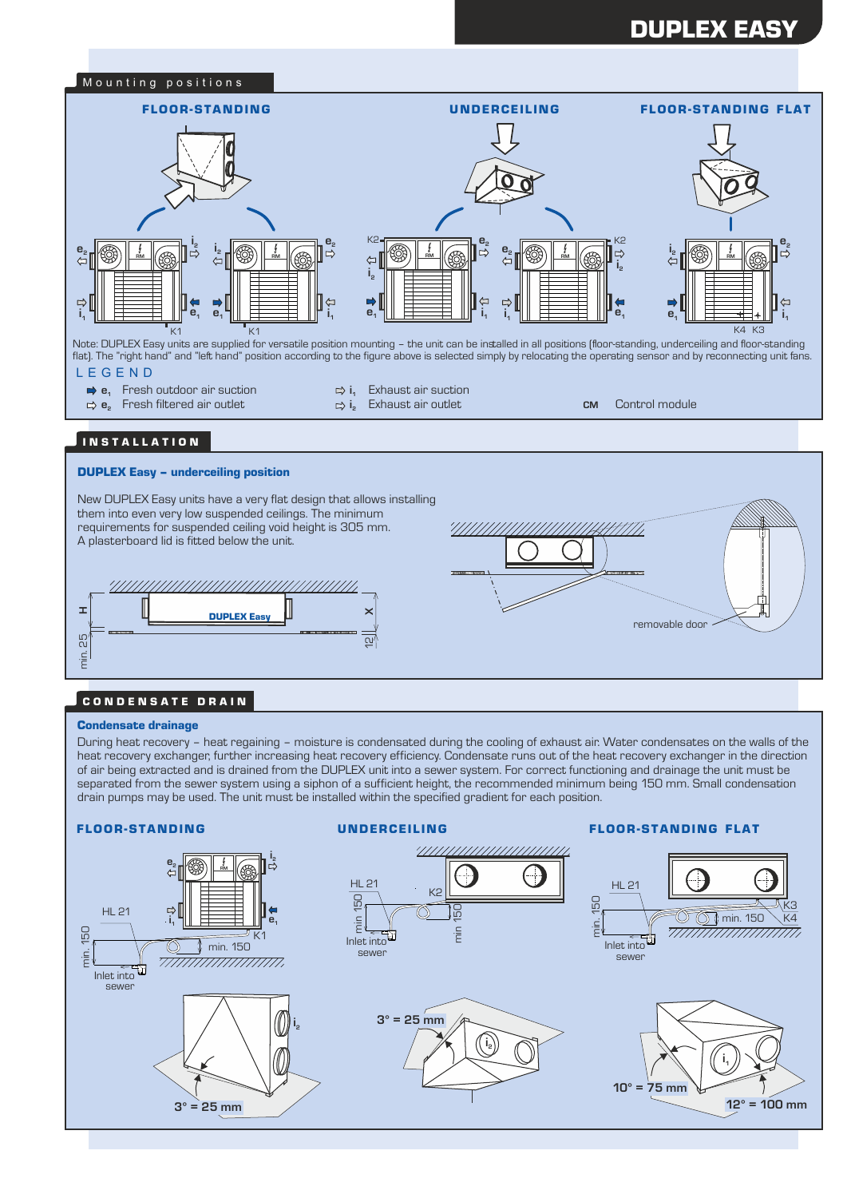# DUPLEX EASY

## Mounting positions

**FLOOR-STANDING** | **UNDERCEILING** | **FLOOR-STANDING FLAT**

Note: DUPLEX Easy units are supplied for versatile position mounting – the unit can be installed in all positions (floor-standing, underceiling and floor-standing flat). The "right hand" and "left hand" position according to the figure above is selected simply by relocating the operating sensor and by reconnecting unit fans.

### LEGEND

- $e_1$ Fresh outdoor air suction
- $e_2$ Fresh filtered air outlet
- $i_1$ Exhaust air suction
- $i_2$ Exhaust air outlet
- CM Control module

## INSTALLATION

**DUPLEX Easy – underceiling position**

New DUPLEX Easy units have a very flat design that allows installing them into even very low suspended ceilings. The minimum requirements for suspended ceiling void height is 305 mm. A plasterboard lid is fitted below the unit.

## CONDENSATE DRAIN

**Condensate drainage**

During heat recovery – heat regaining – moisture is condensated during the cooling of exhaust air. Water condensates on the walls of the heat recovery exchanger, further increasing heat recovery efficiency. Condensate runs out of the heat recovery exchanger in the direction of air being extracted and is drained from the DUPLEX unit into a sewer system. For correct functioning and drainage the unit must be separated from the sewer system using a siphon of a sufficient height, the recommended minimum being 150 mm. Small condensation drain pumps may be used. The unit must be installed within the specified gradient for each position.

**FLOOR-STANDING**

3° = 25 mm

**UNDERCEILING**

3° = 25 mm

**FLOOR-STANDING FLAT**

10° = 75 mm

12° = 100 mm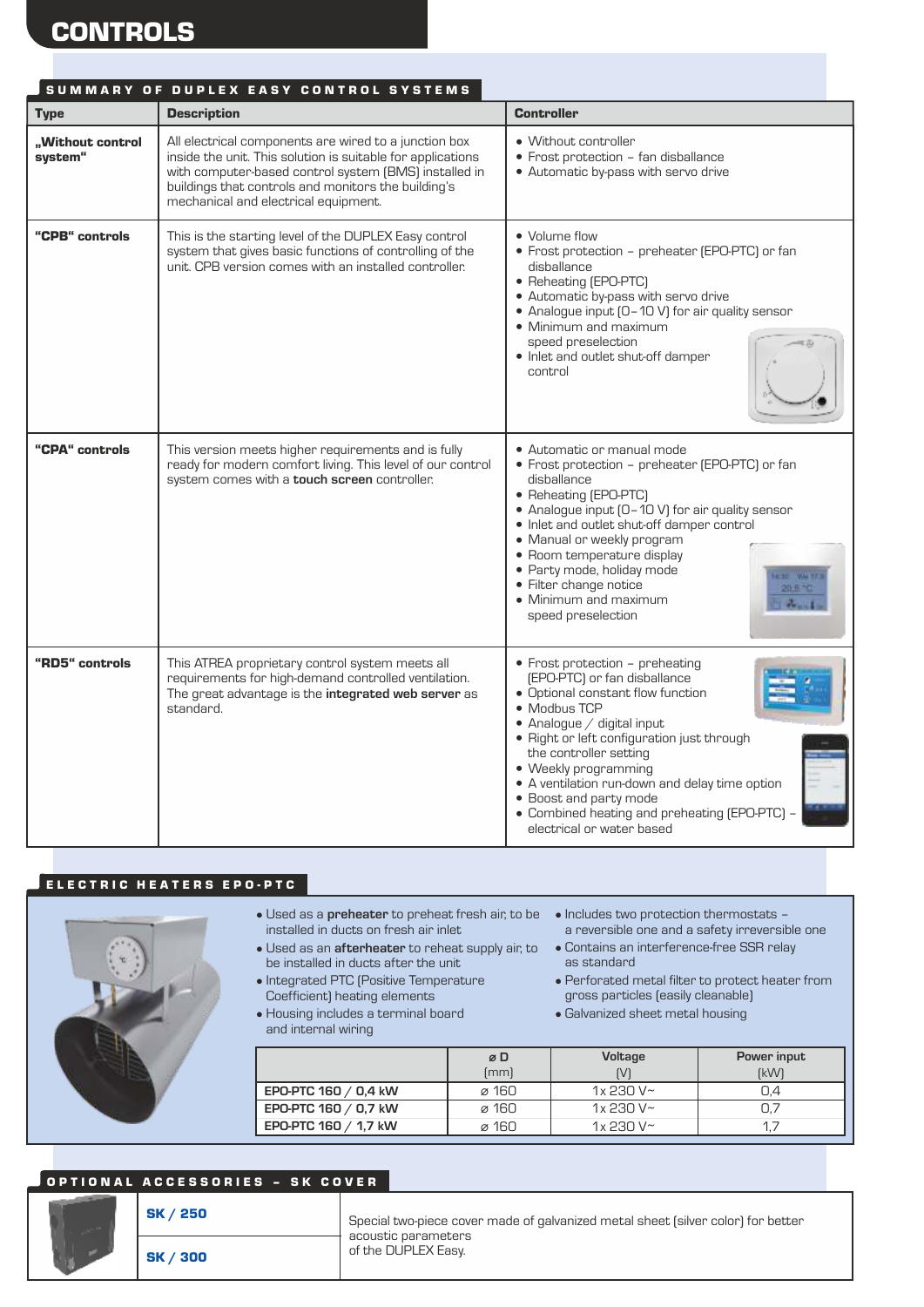# CONTROLS

## SUMMARY OF DUPLEX EASY CONTROL SYSTEMS

| Type | Description | Controller |
|---|---|---|
| **„Without control system"** | All electrical components are wired to a junction box inside the unit. This solution is suitable for applications with computer-based control system (BMS) installed in buildings that controls and monitors the building's mechanical and electrical equipment. | • Without controller<br>• Frost protection – fan disballance<br>• Automatic by-pass with servo drive |
| **"CPB" controls** | This is the starting level of the DUPLEX Easy control system that gives basic functions of controlling of the unit. CPB version comes with an installed controller. | • Volume flow<br>• Frost protection – preheater (EPO-PTC) or fan disballance<br>• Reheating (EPO-PTC)<br>• Automatic by-pass with servo drive<br>• Analogue input (0–10 V) for air quality sensor<br>• Minimum and maximum speed preselection<br>• Inlet and outlet shut-off damper control |
| **"CPA" controls** | This version meets higher requirements and is fully ready for modern comfort living. This level of our control system comes with a **touch screen** controller. | • Automatic or manual mode<br>• Frost protection – preheater (EPO-PTC) or fan disballance<br>• Reheating (EPO-PTC)<br>• Analogue input (0–10 V) for air quality sensor<br>• Inlet and outlet shut-off damper control<br>• Manual or weekly program<br>• Room temperature display<br>• Party mode, holiday mode<br>• Filter change notice<br>• Minimum and maximum speed preselection |
| **"RD5" controls** | This ATREA proprietary control system meets all requirements for high-demand controlled ventilation. The great advantage is the **integrated web server** as standard. | • Frost protection – preheating (EPO-PTC) or fan disballance<br>• Optional constant flow function<br>• Modbus TCP<br>• Analogue / digital input<br>• Right or left configuration just through the controller setting<br>• Weekly programming<br>• A ventilation run-down and delay time option<br>• Boost and party mode<br>• Combined heating and preheating (EPO-PTC) – electrical or water based |

## ELECTRIC HEATERS EPO-PTC

- Used as a **preheater** to preheat fresh air, to be installed in ducts on fresh air inlet
- Used as an **afterheater** to reheat supply air, to be installed in ducts after the unit
- Integrated PTC (Positive Temperature Coefficient) heating elements
- Housing includes a terminal board and internal wiring
- Includes two protection thermostats – a reversible one and a safety irreversible one
- Contains an interference-free SSR relay as standard
- Perforated metal filter to protect heater from gross particles (easily cleanable)
- Galvanized sheet metal housing

| | ø D (mm) | Voltage (V) | Power input (kW) |
|---|---|---|---|
| **EPO-PTC 160 / 0,4 kW** | ø 160 | 1x 230 V~ | 0,4 |
| **EPO-PTC 160 / 0,7 kW** | ø 160 | 1x 230 V~ | 0,7 |
| **EPO-PTC 160 / 1,7 kW** | ø 160 | 1x 230 V~ | 1,7 |

## OPTIONAL ACCESSORIES – SK COVER

| | |
|---|---|
| **SK / 250**<br>**SK / 300** | Special two-piece cover made of galvanized metal sheet (silver color) for better acoustic parameters of the DUPLEX Easy. |